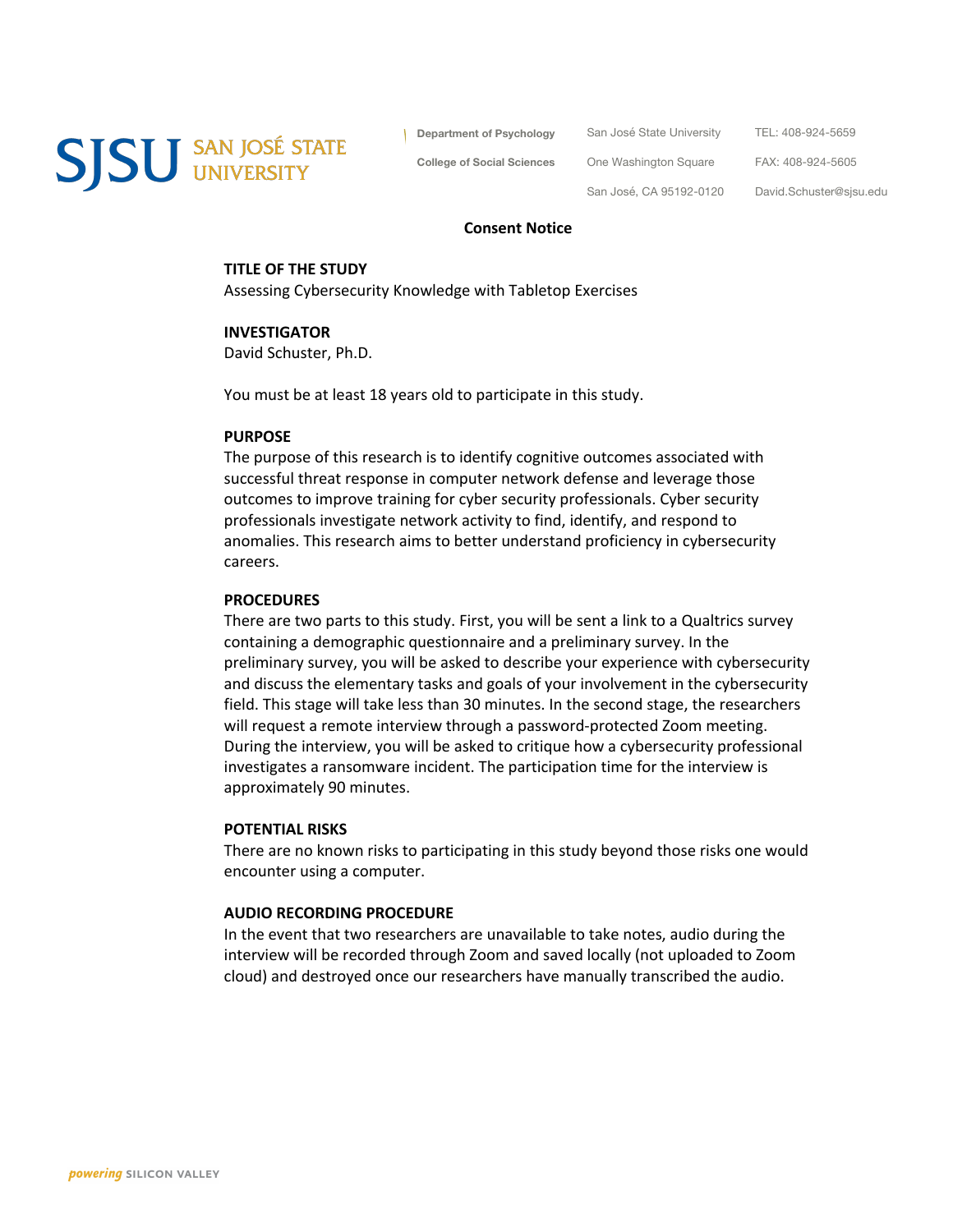SJSU SAN JOSÉ STATE UNIVERSITY

Department of Psychology
College of Social Sciences

San José State University
One Washington Square
San José, CA 95192-0120

TEL: 408-924-5659
FAX: 408-924-5605
David.Schuster@sjsu.edu

# Consent Notice

**TITLE OF THE STUDY**
Assessing Cybersecurity Knowledge with Tabletop Exercises

**INVESTIGATOR**
David Schuster, Ph.D.

You must be at least 18 years old to participate in this study.

**PURPOSE**
The purpose of this research is to identify cognitive outcomes associated with successful threat response in computer network defense and leverage those outcomes to improve training for cyber security professionals. Cyber security professionals investigate network activity to find, identify, and respond to anomalies. This research aims to better understand proficiency in cybersecurity careers.

**PROCEDURES**
There are two parts to this study. First, you will be sent a link to a Qualtrics survey containing a demographic questionnaire and a preliminary survey. In the preliminary survey, you will be asked to describe your experience with cybersecurity and discuss the elementary tasks and goals of your involvement in the cybersecurity field. This stage will take less than 30 minutes. In the second stage, the researchers will request a remote interview through a password-protected Zoom meeting. During the interview, you will be asked to critique how a cybersecurity professional investigates a ransomware incident. The participation time for the interview is approximately 90 minutes.

**POTENTIAL RISKS**
There are no known risks to participating in this study beyond those risks one would encounter using a computer.

**AUDIO RECORDING PROCEDURE**
In the event that two researchers are unavailable to take notes, audio during the interview will be recorded through Zoom and saved locally (not uploaded to Zoom cloud) and destroyed once our researchers have manually transcribed the audio.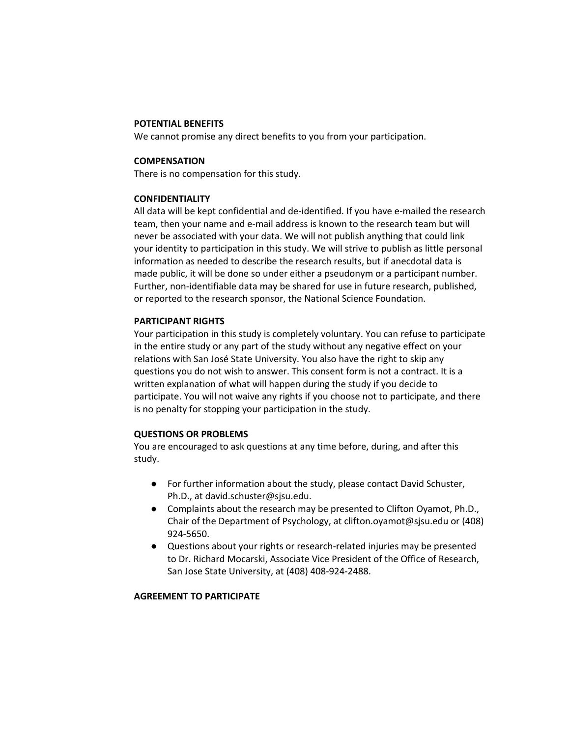**POTENTIAL BENEFITS**
We cannot promise any direct benefits to you from your participation.

**COMPENSATION**
There is no compensation for this study.

**CONFIDENTIALITY**
All data will be kept confidential and de-identified. If you have e-mailed the research team, then your name and e-mail address is known to the research team but will never be associated with your data. We will not publish anything that could link your identity to participation in this study. We will strive to publish as little personal information as needed to describe the research results, but if anecdotal data is made public, it will be done so under either a pseudonym or a participant number. Further, non-identifiable data may be shared for use in future research, published, or reported to the research sponsor, the National Science Foundation.

**PARTICIPANT RIGHTS**
Your participation in this study is completely voluntary. You can refuse to participate in the entire study or any part of the study without any negative effect on your relations with San José State University. You also have the right to skip any questions you do not wish to answer. This consent form is not a contract. It is a written explanation of what will happen during the study if you decide to participate. You will not waive any rights if you choose not to participate, and there is no penalty for stopping your participation in the study.

**QUESTIONS OR PROBLEMS**
You are encouraged to ask questions at any time before, during, and after this study.

- For further information about the study, please contact David Schuster, Ph.D., at david.schuster@sjsu.edu.
- Complaints about the research may be presented to Clifton Oyamot, Ph.D., Chair of the Department of Psychology, at clifton.oyamot@sjsu.edu or (408) 924-5650.
- Questions about your rights or research-related injuries may be presented to Dr. Richard Mocarski, Associate Vice President of the Office of Research, San Jose State University, at (408) 408-924-2488.

**AGREEMENT TO PARTICIPATE**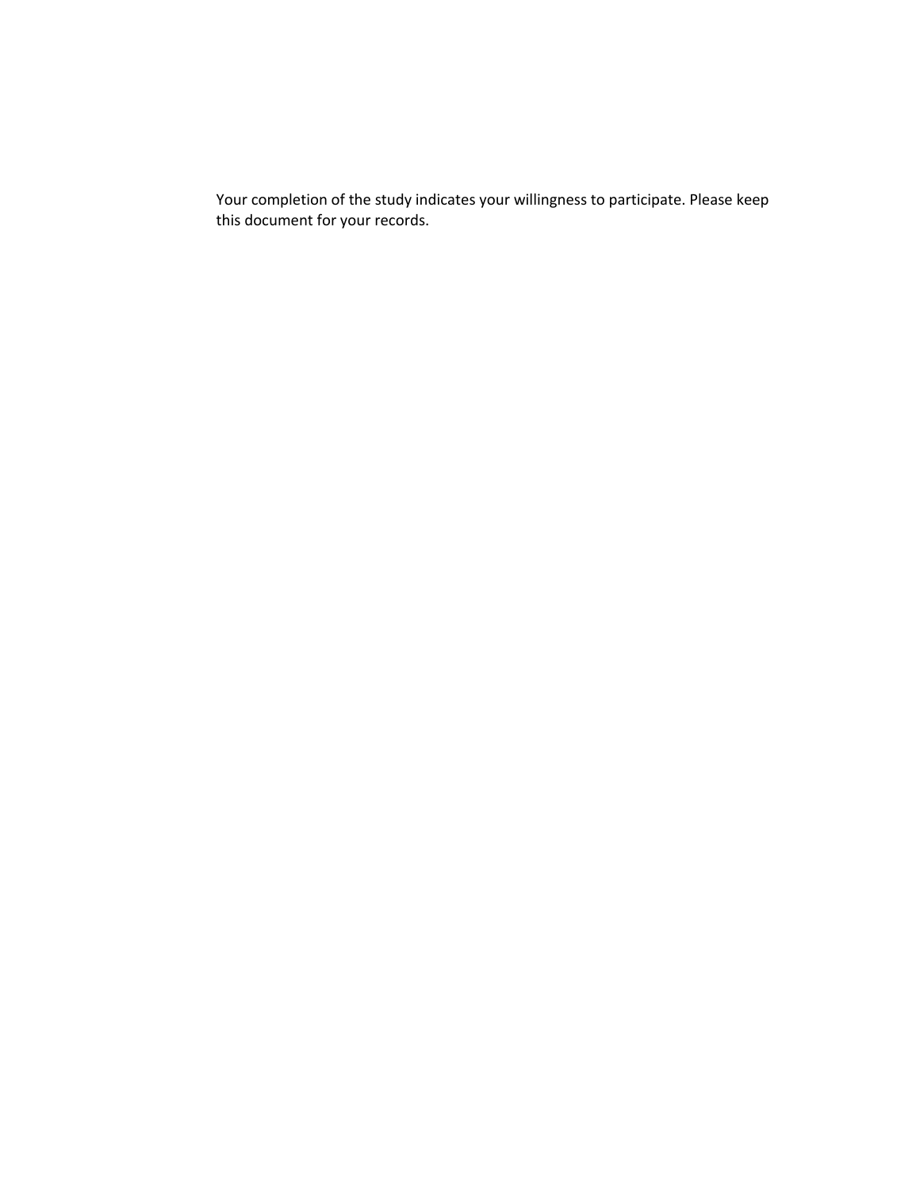Your completion of the study indicates your willingness to participate. Please keep this document for your records.